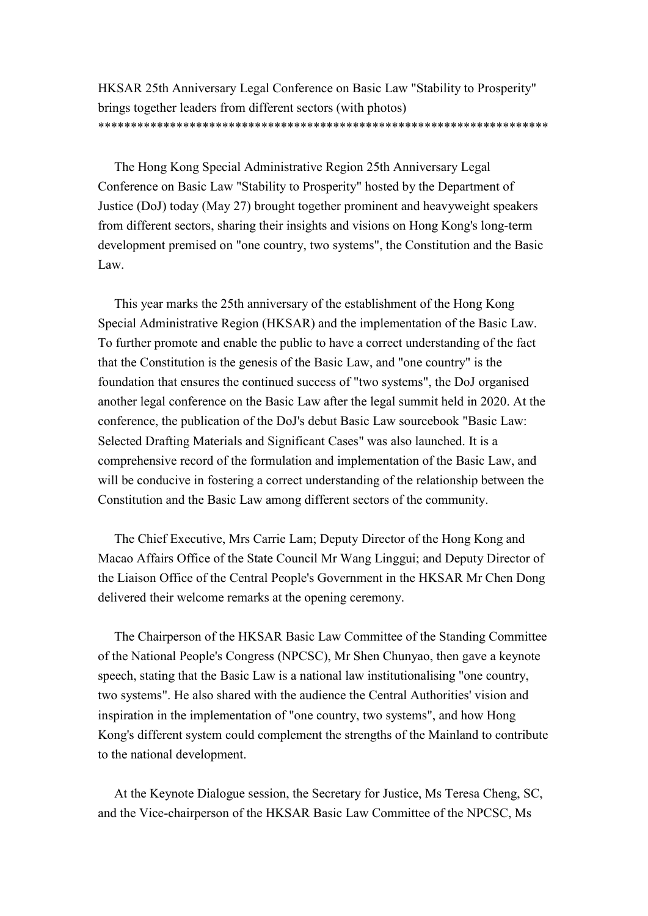# HKSAR 25th Anniversary Legal Conference on Basic Law "Stability to Prosperity" brings together leaders from different sectors (with photos)

The Hong Kong Special Administrative Region 25th Anniversary Legal Conference on Basic Law "Stability to Prosperity" hosted by the Department of Justice (DoJ) today (May 27) brought together prominent and heavyweight speakers from different sectors, sharing their insights and visions on Hong Kong's long-term development premised on "one country, two systems", the Constitution and the Basic Law.

This year marks the 25th anniversary of the establishment of the Hong Kong Special Administrative Region (HKSAR) and the implementation of the Basic Law. To further promote and enable the public to have a correct understanding of the fact that the Constitution is the genesis of the Basic Law, and "one country" is the foundation that ensures the continued success of "two systems", the DoJ organised another legal conference on the Basic Law after the legal summit held in 2020. At the conference, the publication of the DoJ's debut Basic Law sourcebook "Basic Law: Selected Drafting Materials and Significant Cases" was also launched. It is a comprehensive record of the formulation and implementation of the Basic Law, and will be conducive in fostering a correct understanding of the relationship between the Constitution and the Basic Law among different sectors of the community.

The Chief Executive, Mrs Carrie Lam; Deputy Director of the Hong Kong and Macao Affairs Office of the State Council Mr Wang Linggui; and Deputy Director of the Liaison Office of the Central People's Government in the HKSAR Mr Chen Dong delivered their welcome remarks at the opening ceremony.

The Chairperson of the HKSAR Basic Law Committee of the Standing Committee of the National People's Congress (NPCSC), Mr Shen Chunyao, then gave a keynote speech, stating that the Basic Law is a national law institutionalising "one country, two systems". He also shared with the audience the Central Authorities' vision and inspiration in the implementation of "one country, two systems", and how Hong Kong's different system could complement the strengths of the Mainland to contribute to the national development.

At the Keynote Dialogue session, the Secretary for Justice, Ms Teresa Cheng, SC, and the Vice-chairperson of the HKSAR Basic Law Committee of the NPCSC, Ms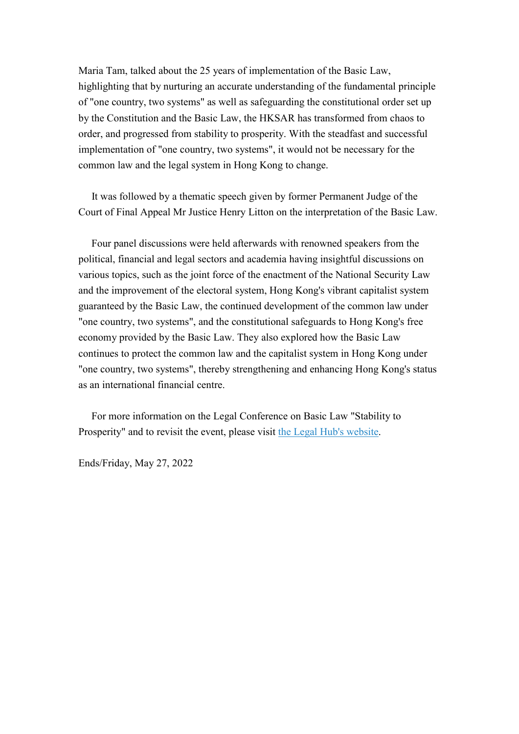Maria Tam, talked about the 25 years of implementation of the Basic Law, highlighting that by nurturing an accurate understanding of the fundamental principle of "one country, two systems" as well as safeguarding the constitutional order set up by the Constitution and the Basic Law, the HKSAR has transformed from chaos to order, and progressed from stability to prosperity. With the steadfast and successful implementation of "one country, two systems", it would not be necessary for the common law and the legal system in Hong Kong to change.

It was followed by a thematic speech given by former Permanent Judge of the Court of Final Appeal Mr Justice Henry Litton on the interpretation of the Basic Law.

Four panel discussions were held afterwards with renowned speakers from the political, financial and legal sectors and academia having insightful discussions on various topics, such as the joint force of the enactment of the National Security Law and the improvement of the electoral system, Hong Kong's vibrant capitalist system guaranteed by the Basic Law, the continued development of the common law under "one country, two systems", and the constitutional safeguards to Hong Kong's free economy provided by the Basic Law. They also explored how the Basic Law continues to protect the common law and the capitalist system in Hong Kong under "one country, two systems", thereby strengthening and enhancing Hong Kong's status as an international financial centre.

For more information on the Legal Conference on Basic Law "Stability to Prosperity" and to revisit the event, please visit the Legal Hub's website.

Ends/Friday, May 27, 2022